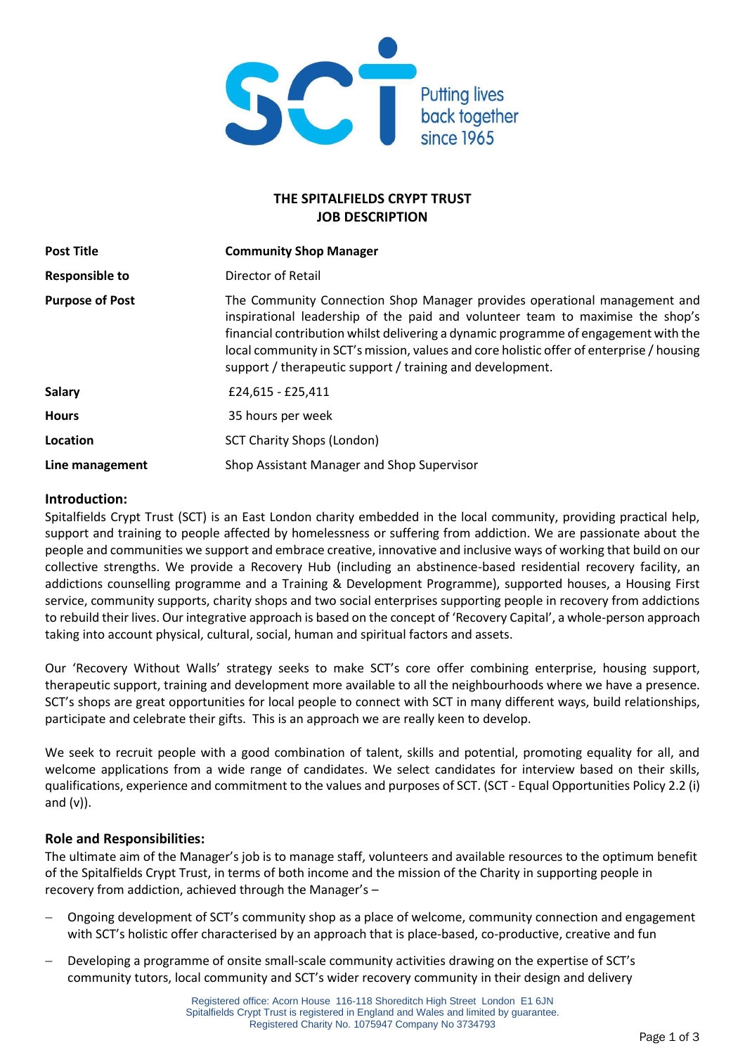# THE SPITALFIELDS CRYPT TRUST
## JOB DESCRIPTION

| | |
|---|---|
| **Post Title** | **Community Shop Manager** |
| **Responsible to** | Director of Retail |
| **Purpose of Post** | The Community Connection Shop Manager provides operational management and inspirational leadership of the paid and volunteer team to maximise the shop's financial contribution whilst delivering a dynamic programme of engagement with the local community in SCT's mission, values and core holistic offer of enterprise / housing support / therapeutic support / training and development. |
| **Salary** | £24,615 - £25,411 |
| **Hours** | 35 hours per week |
| **Location** | SCT Charity Shops (London) |
| **Line management** | Shop Assistant Manager and Shop Supervisor |

### Introduction:

Spitalfields Crypt Trust (SCT) is an East London charity embedded in the local community, providing practical help, support and training to people affected by homelessness or suffering from addiction. We are passionate about the people and communities we support and embrace creative, innovative and inclusive ways of working that build on our collective strengths. We provide a Recovery Hub (including an abstinence-based residential recovery facility, an addictions counselling programme and a Training & Development Programme), supported houses, a Housing First service, community supports, charity shops and two social enterprises supporting people in recovery from addictions to rebuild their lives. Our integrative approach is based on the concept of 'Recovery Capital', a whole-person approach taking into account physical, cultural, social, human and spiritual factors and assets.

Our 'Recovery Without Walls' strategy seeks to make SCT's core offer combining enterprise, housing support, therapeutic support, training and development more available to all the neighbourhoods where we have a presence. SCT's shops are great opportunities for local people to connect with SCT in many different ways, build relationships, participate and celebrate their gifts. This is an approach we are really keen to develop.

We seek to recruit people with a good combination of talent, skills and potential, promoting equality for all, and welcome applications from a wide range of candidates. We select candidates for interview based on their skills, qualifications, experience and commitment to the values and purposes of SCT. (SCT - Equal Opportunities Policy 2.2 (i) and (v)).

### Role and Responsibilities:

The ultimate aim of the Manager's job is to manage staff, volunteers and available resources to the optimum benefit of the Spitalfields Crypt Trust, in terms of both income and the mission of the Charity in supporting people in recovery from addiction, achieved through the Manager's –

- Ongoing development of SCT's community shop as a place of welcome, community connection and engagement with SCT's holistic offer characterised by an approach that is place-based, co-productive, creative and fun
- Developing a programme of onsite small-scale community activities drawing on the expertise of SCT's community tutors, local community and SCT's wider recovery community in their design and delivery

Registered office: Acorn House 116-118 Shoreditch High Street London E1 6JN
Spitalfields Crypt Trust is registered in England and Wales and limited by guarantee.
Registered Charity No. 1075947 Company No 3734793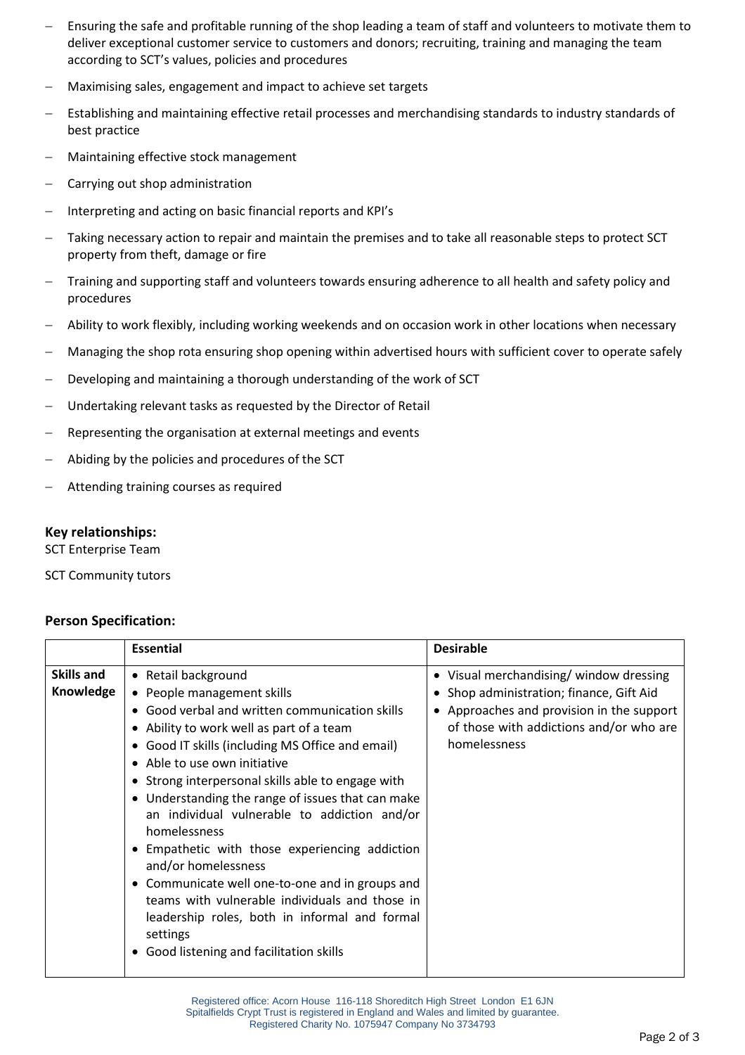- Ensuring the safe and profitable running of the shop leading a team of staff and volunteers to motivate them to deliver exceptional customer service to customers and donors; recruiting, training and managing the team according to SCT's values, policies and procedures
- Maximising sales, engagement and impact to achieve set targets
- Establishing and maintaining effective retail processes and merchandising standards to industry standards of best practice
- Maintaining effective stock management
- Carrying out shop administration
- Interpreting and acting on basic financial reports and KPI's
- Taking necessary action to repair and maintain the premises and to take all reasonable steps to protect SCT property from theft, damage or fire
- Training and supporting staff and volunteers towards ensuring adherence to all health and safety policy and procedures
- Ability to work flexibly, including working weekends and on occasion work in other locations when necessary
- Managing the shop rota ensuring shop opening within advertised hours with sufficient cover to operate safely
- Developing and maintaining a thorough understanding of the work of SCT
- Undertaking relevant tasks as requested by the Director of Retail
- Representing the organisation at external meetings and events
- Abiding by the policies and procedures of the SCT
- Attending training courses as required

### Key relationships:

SCT Enterprise Team

SCT Community tutors

### Person Specification:

| | Essential | Desirable |
|---|---|---|
| **Skills and Knowledge** | • Retail background<br>• People management skills<br>• Good verbal and written communication skills<br>• Ability to work well as part of a team<br>• Good IT skills (including MS Office and email)<br>• Able to use own initiative<br>• Strong interpersonal skills able to engage with<br>• Understanding the range of issues that can make an individual vulnerable to addiction and/or homelessness<br>• Empathetic with those experiencing addiction and/or homelessness<br>• Communicate well one-to-one and in groups and teams with vulnerable individuals and those in leadership roles, both in informal and formal settings<br>• Good listening and facilitation skills | • Visual merchandising/ window dressing<br>• Shop administration; finance, Gift Aid<br>• Approaches and provision in the support of those with addictions and/or who are homelessness |

Registered office: Acorn House 116-118 Shoreditch High Street London E1 6JN
Spitalfields Crypt Trust is registered in England and Wales and limited by guarantee.
Registered Charity No. 1075947 Company No 3734793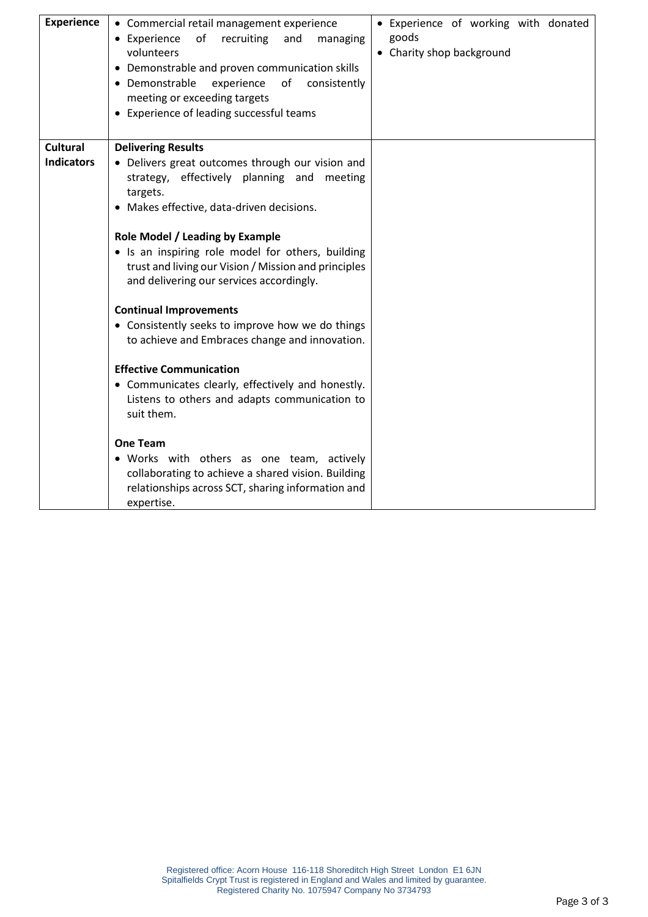| | | |
|---|---|---|
| **Experience** | • Commercial retail management experience<br>• Experience of recruiting and managing volunteers<br>• Demonstrable and proven communication skills<br>• Demonstrable experience of consistently meeting or exceeding targets<br>• Experience of leading successful teams | • Experience of working with donated goods<br>• Charity shop background |
| **Cultural Indicators** | **Delivering Results**<br>• Delivers great outcomes through our vision and strategy, effectively planning and meeting targets.<br>• Makes effective, data-driven decisions.<br><br>**Role Model / Leading by Example**<br>• Is an inspiring role model for others, building trust and living our Vision / Mission and principles and delivering our services accordingly.<br><br>**Continual Improvements**<br>• Consistently seeks to improve how we do things to achieve and Embraces change and innovation.<br><br>**Effective Communication**<br>• Communicates clearly, effectively and honestly. Listens to others and adapts communication to suit them.<br><br>**One Team**<br>• Works with others as one team, actively collaborating to achieve a shared vision. Building relationships across SCT, sharing information and expertise. | |

Registered office: Acorn House 116-118 Shoreditch High Street London E1 6JN
Spitalfields Crypt Trust is registered in England and Wales and limited by guarantee.
Registered Charity No. 1075947 Company No 3734793